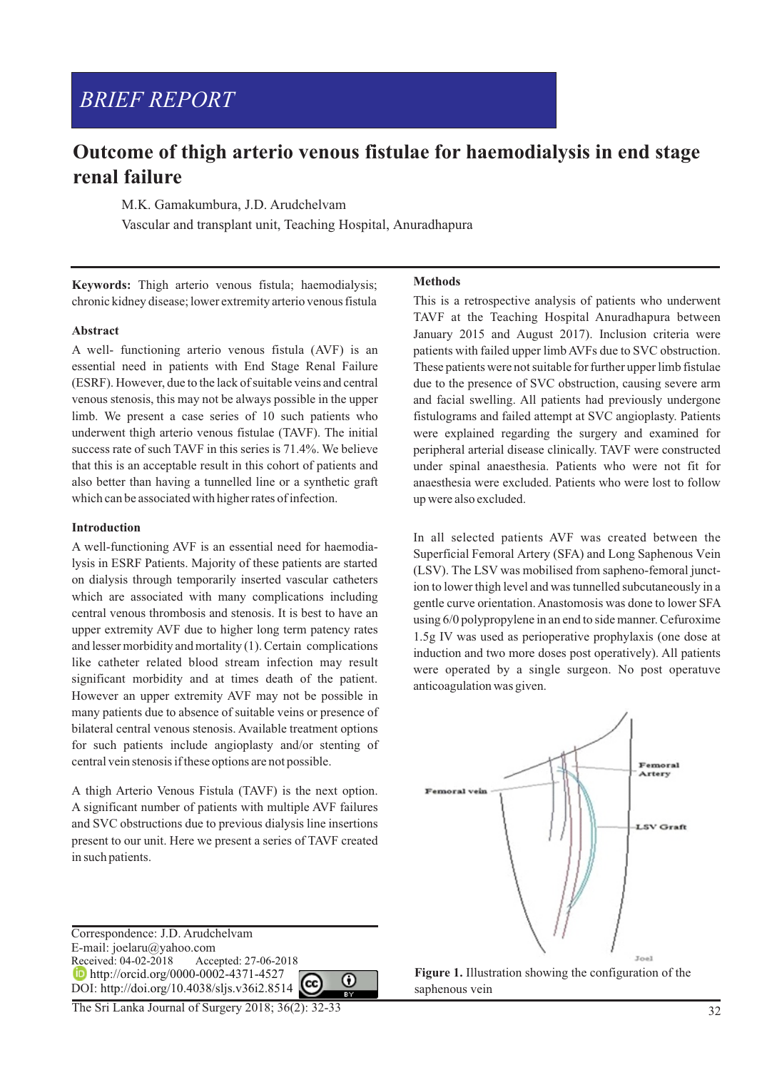BRIEF REPORT

# Outcome of thigh arterio venous fistulae for haemodialysis in end stage renal failure

M.K. Gamakumbura, J.D. Arudchelvam

Vascular and transplant unit, Teaching Hospital, Anuradhapura

**Keywords:** Thigh arterio venous fistula; haemodialysis; chronic kidney disease; lower extremity arterio venous fistula

## Abstract

A well- functioning arterio venous fistula (AVF) is an essential need in patients with End Stage Renal Failure (ESRF). However, due to the lack of suitable veins and central venous stenosis, this may not be always possible in the upper limb. We present a case series of 10 such patients who underwent thigh arterio venous fistulae (TAVF). The initial success rate of such TAVF in this series is 71.4%. We believe that this is an acceptable result in this cohort of patients and also better than having a tunnelled line or a synthetic graft which can be associated with higher rates of infection.

## Introduction

A well-functioning AVF is an essential need for haemodialysis in ESRF Patients. Majority of these patients are started on dialysis through temporarily inserted vascular catheters which are associated with many complications including central venous thrombosis and stenosis. It is best to have an upper extremity AVF due to higher long term patency rates and lesser morbidity and mortality (1). Certain complications like catheter related blood stream infection may result significant morbidity and at times death of the patient. However an upper extremity AVF may not be possible in many patients due to absence of suitable veins or presence of bilateral central venous stenosis. Available treatment options for such patients include angioplasty and/or stenting of central vein stenosis if these options are not possible.

A thigh Arterio Venous Fistula (TAVF) is the next option. A significant number of patients with multiple AVF failures and SVC obstructions due to previous dialysis line insertions present to our unit. Here we present a series of TAVF created in such patients.

Correspondence: J.D. Arudchelvam

E-mail: joelaru@yahoo.com

Received: 04-02-2018 Accepted: 27-06-2018

http://orcid.org/0000-0002-4371-4527

DOI: http://doi.org/10.4038/sljs.v36i2.8514

## Methods

This is a retrospective analysis of patients who underwent TAVF at the Teaching Hospital Anuradhapura between January 2015 and August 2017). Inclusion criteria were patients with failed upper limb AVFs due to SVC obstruction. These patients were not suitable for further upper limb fistulae due to the presence of SVC obstruction, causing severe arm and facial swelling. All patients had previously undergone fistulograms and failed attempt at SVC angioplasty. Patients were explained regarding the surgery and examined for peripheral arterial disease clinically. TAVF were constructed under spinal anaesthesia. Patients who were not fit for anaesthesia were excluded. Patients who were lost to follow up were also excluded.

In all selected patients AVF was created between the Superficial Femoral Artery (SFA) and Long Saphenous Vein (LSV). The LSV was mobilised from sapheno-femoral junction to lower thigh level and was tunnelled subcutaneously in a gentle curve orientation. Anastomosis was done to lower SFA using 6/0 polypropylene in an end to side manner. Cefuroxime 1.5g IV was used as perioperative prophylaxis (one dose at induction and two more doses post operatively). All patients were operated by a single surgeon. No post operatuve anticoagulation was given.

**Figure 1.** Illustration showing the configuration of the saphenous vein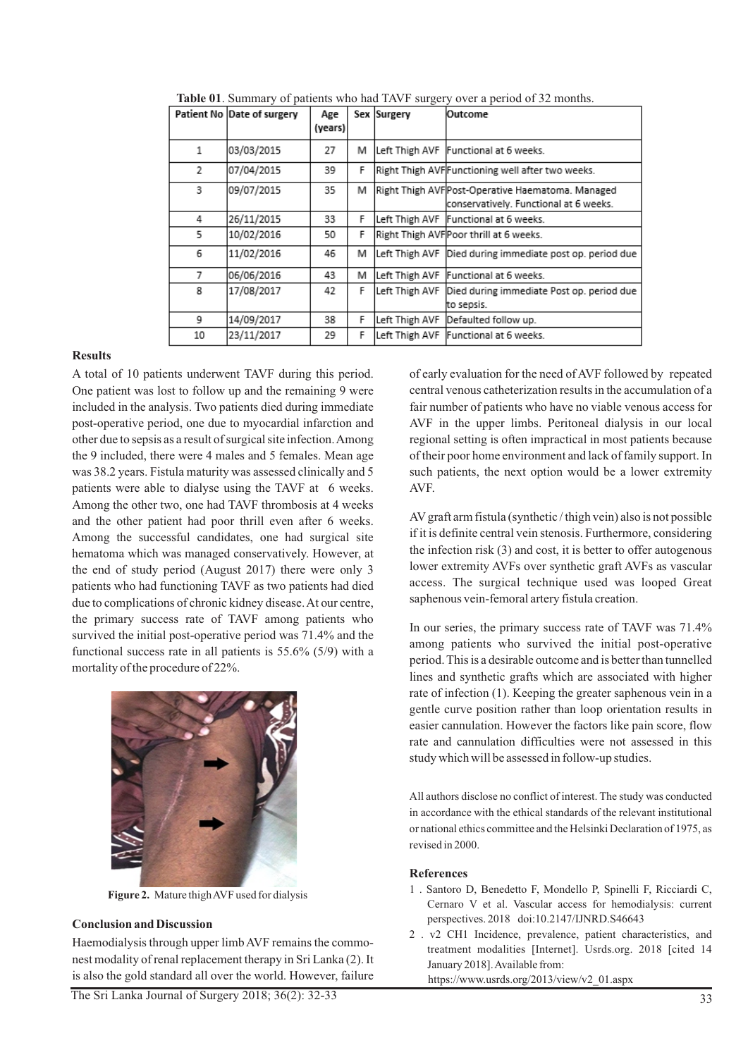**Table 01**. Summary of patients who had TAVF surgery over a period of 32 months.

| Patient No | Date of surgery | Age (years) | Sex | Surgery | Outcome |
|---|---|---|---|---|---|
| 1 | 03/03/2015 | 27 | M | Left Thigh AVF | Functional at 6 weeks. |
| 2 | 07/04/2015 | 39 | F | Right Thigh AVF | Functioning well after two weeks. |
| 3 | 09/07/2015 | 35 | M | Right Thigh AVF | Post-Operative Haematoma. Managed conservatively. Functional at 6 weeks. |
| 4 | 26/11/2015 | 33 | F | Left Thigh AVF | Functional at 6 weeks. |
| 5 | 10/02/2016 | 50 | F | Right Thigh AVF | Poor thrill at 6 weeks. |
| 6 | 11/02/2016 | 46 | M | Left Thigh AVF | Died during immediate post op. period due |
| 7 | 06/06/2016 | 43 | M | Left Thigh AVF | Functional at 6 weeks. |
| 8 | 17/08/2017 | 42 | F | Left Thigh AVF | Died during immediate Post op. period due to sepsis. |
| 9 | 14/09/2017 | 38 | F | Left Thigh AVF | Defaulted follow up. |
| 10 | 23/11/2017 | 29 | F | Left Thigh AVF | Functional at 6 weeks. |

### Results

A total of 10 patients underwent TAVF during this period. One patient was lost to follow up and the remaining 9 were included in the analysis. Two patients died during immediate post-operative period, one due to myocardial infarction and other due to sepsis as a result of surgical site infection. Among the 9 included, there were 4 males and 5 females. Mean age was 38.2 years. Fistula maturity was assessed clinically and 5 patients were able to dialyse using the TAVF at 6 weeks. Among the other two, one had TAVF thrombosis at 4 weeks and the other patient had poor thrill even after 6 weeks. Among the successful candidates, one had surgical site hematoma which was managed conservatively. However, at the end of study period (August 2017) there were only 3 patients who had functioning TAVF as two patients had died due to complications of chronic kidney disease. At our centre, the primary success rate of TAVF among patients who survived the initial post-operative period was 71.4% and the functional success rate in all patients is 55.6% (5/9) with a mortality of the procedure of 22%.

**Figure 2.** Mature thigh AVF used for dialysis

### Conclusion and Discussion

Haemodialysis through upper limb AVF remains the commonest modality of renal replacement therapy in Sri Lanka (2). It is also the gold standard all over the world. However, failure of early evaluation for the need of AVF followed by repeated central venous catheterization results in the accumulation of a fair number of patients who have no viable venous access for AVF in the upper limbs. Peritoneal dialysis in our local regional setting is often impractical in most patients because of their poor home environment and lack of family support. In such patients, the next option would be a lower extremity AVF.

AV graft arm fistula (synthetic / thigh vein) also is not possible if it is definite central vein stenosis. Furthermore, considering the infection risk (3) and cost, it is better to offer autogenous lower extremity AVFs over synthetic graft AVFs as vascular access. The surgical technique used was looped Great saphenous vein-femoral artery fistula creation.

In our series, the primary success rate of TAVF was 71.4% among patients who survived the initial post-operative period. This is a desirable outcome and is better than tunnelled lines and synthetic grafts which are associated with higher rate of infection (1). Keeping the greater saphenous vein in a gentle curve position rather than loop orientation results in easier cannulation. However the factors like pain score, flow rate and cannulation difficulties were not assessed in this study which will be assessed in follow-up studies.

All authors disclose no conflict of interest. The study was conducted in accordance with the ethical standards of the relevant institutional or national ethics committee and the Helsinki Declaration of 1975, as revised in 2000.

### References

1. Santoro D, Benedetto F, Mondello P, Spinelli F, Ricciardi C, Cernaro V et al. Vascular access for hemodialysis: current perspectives. 2018 doi:10.2147/IJNRD.S46643
2. v2 CH1 Incidence, prevalence, patient characteristics, and treatment modalities [Internet]. Usrds.org. 2018 [cited 14 January 2018]. Available from: https://www.usrds.org/2013/view/v2_01.aspx